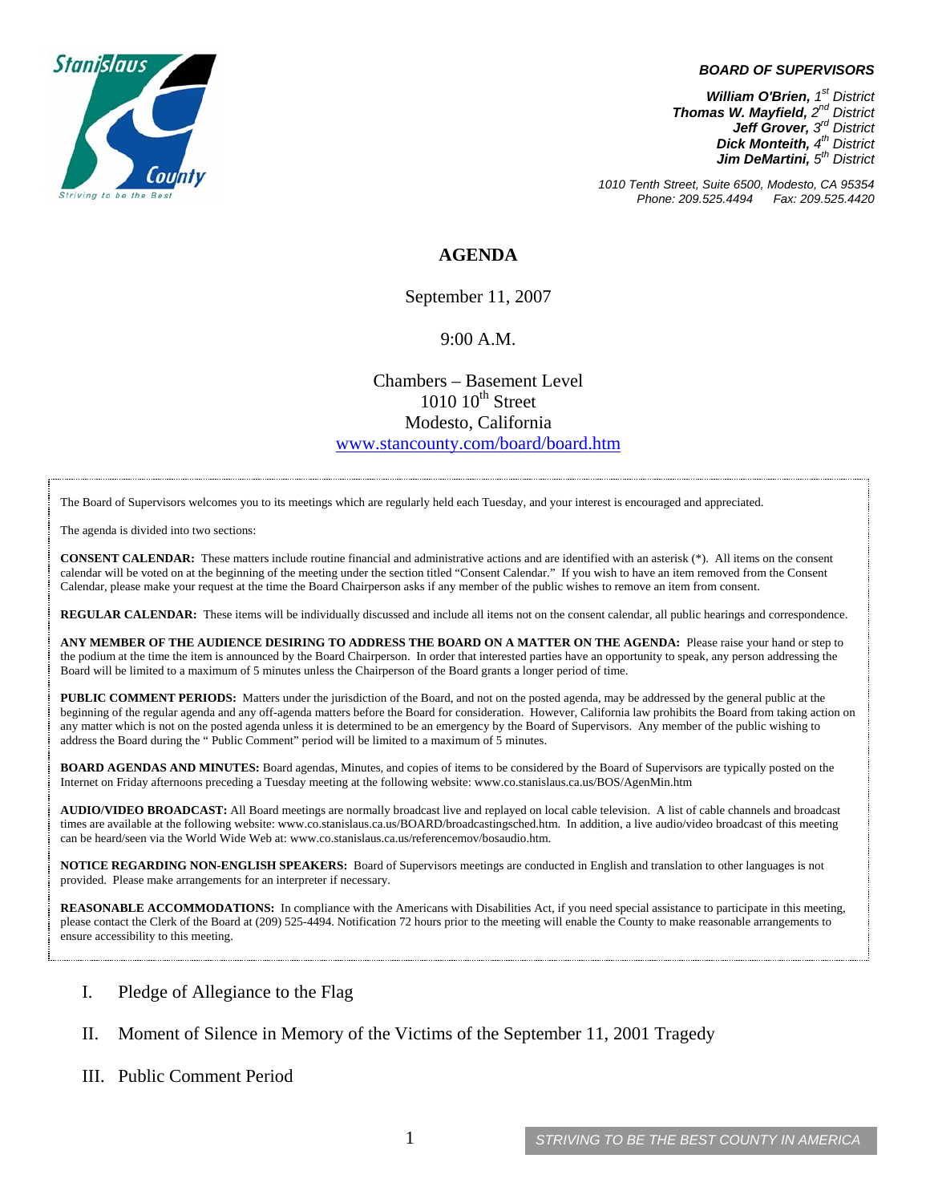**BOARD OF SUPERVISORS**

***William O'Brien,** 1st District*
***Thomas W. Mayfield,** 2nd District*
***Jeff Grover,** 3rd District*
***Dick Monteith,** 4th District*
***Jim DeMartini,** 5th District*

*1010 Tenth Street, Suite 6500, Modesto, CA 95354*
*Phone: 209.525.4494 Fax: 209.525.4420*

# AGENDA

September 11, 2007

9:00 A.M.

Chambers – Basement Level
1010 10th Street
Modesto, California
www.stancounty.com/board/board.htm

The Board of Supervisors welcomes you to its meetings which are regularly held each Tuesday, and your interest is encouraged and appreciated.

The agenda is divided into two sections:

**CONSENT CALENDAR:** These matters include routine financial and administrative actions and are identified with an asterisk (*). All items on the consent calendar will be voted on at the beginning of the meeting under the section titled "Consent Calendar." If you wish to have an item removed from the Consent Calendar, please make your request at the time the Board Chairperson asks if any member of the public wishes to remove an item from consent.

**REGULAR CALENDAR:** These items will be individually discussed and include all items not on the consent calendar, all public hearings and correspondence.

**ANY MEMBER OF THE AUDIENCE DESIRING TO ADDRESS THE BOARD ON A MATTER ON THE AGENDA:** Please raise your hand or step to the podium at the time the item is announced by the Board Chairperson. In order that interested parties have an opportunity to speak, any person addressing the Board will be limited to a maximum of 5 minutes unless the Chairperson of the Board grants a longer period of time.

**PUBLIC COMMENT PERIODS:** Matters under the jurisdiction of the Board, and not on the posted agenda, may be addressed by the general public at the beginning of the regular agenda and any off-agenda matters before the Board for consideration. However, California law prohibits the Board from taking action on any matter which is not on the posted agenda unless it is determined to be an emergency by the Board of Supervisors. Any member of the public wishing to address the Board during the " Public Comment" period will be limited to a maximum of 5 minutes.

**BOARD AGENDAS AND MINUTES:** Board agendas, Minutes, and copies of items to be considered by the Board of Supervisors are typically posted on the Internet on Friday afternoons preceding a Tuesday meeting at the following website: www.co.stanislaus.ca.us/BOS/AgenMin.htm

**AUDIO/VIDEO BROADCAST:** All Board meetings are normally broadcast live and replayed on local cable television. A list of cable channels and broadcast times are available at the following website: www.co.stanislaus.ca.us/BOARD/broadcastingsched.htm. In addition, a live audio/video broadcast of this meeting can be heard/seen via the World Wide Web at: www.co.stanislaus.ca.us/referencemov/bosaudio.htm.

**NOTICE REGARDING NON-ENGLISH SPEAKERS:** Board of Supervisors meetings are conducted in English and translation to other languages is not provided. Please make arrangements for an interpreter if necessary.

**REASONABLE ACCOMMODATIONS:** In compliance with the Americans with Disabilities Act, if you need special assistance to participate in this meeting, please contact the Clerk of the Board at (209) 525-4494. Notification 72 hours prior to the meeting will enable the County to make reasonable arrangements to ensure accessibility to this meeting.

I. Pledge of Allegiance to the Flag

II. Moment of Silence in Memory of the Victims of the September 11, 2001 Tragedy

III. Public Comment Period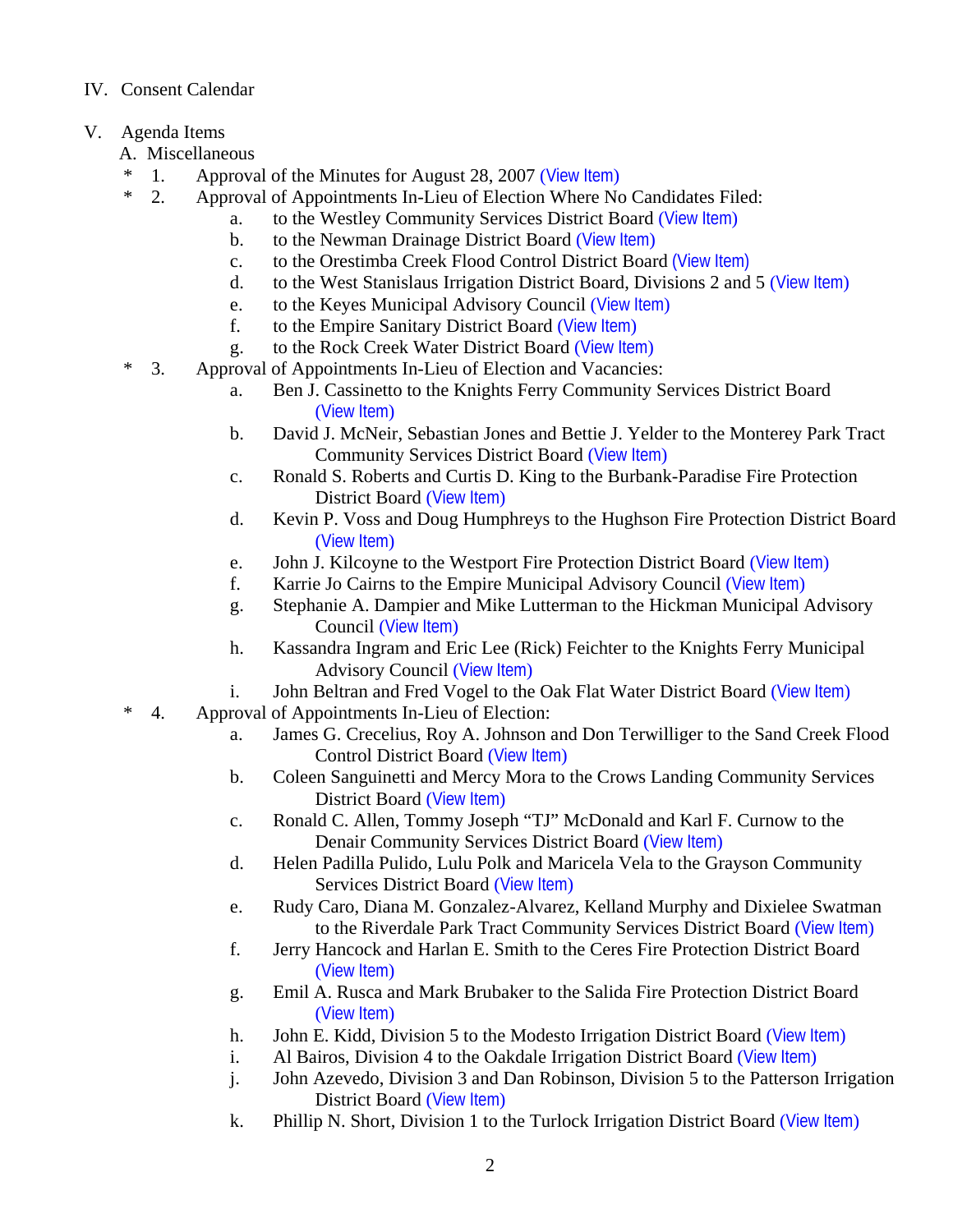IV. Consent Calendar

V. Agenda Items

A. Miscellaneous

- \* 1. Approval of the Minutes for August 28, 2007 (View Item)
- \* 2. Approval of Appointments In-Lieu of Election Where No Candidates Filed:
  - a. to the Westley Community Services District Board (View Item)
  - b. to the Newman Drainage District Board (View Item)
  - c. to the Orestimba Creek Flood Control District Board (View Item)
  - d. to the West Stanislaus Irrigation District Board, Divisions 2 and 5 (View Item)
  - e. to the Keyes Municipal Advisory Council (View Item)
  - f. to the Empire Sanitary District Board (View Item)
  - g. to the Rock Creek Water District Board (View Item)
- \* 3. Approval of Appointments In-Lieu of Election and Vacancies:
  - a. Ben J. Cassinetto to the Knights Ferry Community Services District Board (View Item)
  - b. David J. McNeir, Sebastian Jones and Bettie J. Yelder to the Monterey Park Tract Community Services District Board (View Item)
  - c. Ronald S. Roberts and Curtis D. King to the Burbank-Paradise Fire Protection District Board (View Item)
  - d. Kevin P. Voss and Doug Humphreys to the Hughson Fire Protection District Board (View Item)
  - e. John J. Kilcoyne to the Westport Fire Protection District Board (View Item)
  - f. Karrie Jo Cairns to the Empire Municipal Advisory Council (View Item)
  - g. Stephanie A. Dampier and Mike Lutterman to the Hickman Municipal Advisory Council (View Item)
  - h. Kassandra Ingram and Eric Lee (Rick) Feichter to the Knights Ferry Municipal Advisory Council (View Item)
  - i. John Beltran and Fred Vogel to the Oak Flat Water District Board (View Item)
- \* 4. Approval of Appointments In-Lieu of Election:
  - a. James G. Crecelius, Roy A. Johnson and Don Terwilliger to the Sand Creek Flood Control District Board (View Item)
  - b. Coleen Sanguinetti and Mercy Mora to the Crows Landing Community Services District Board (View Item)
  - c. Ronald C. Allen, Tommy Joseph "TJ" McDonald and Karl F. Curnow to the Denair Community Services District Board (View Item)
  - d. Helen Padilla Pulido, Lulu Polk and Maricela Vela to the Grayson Community Services District Board (View Item)
  - e. Rudy Caro, Diana M. Gonzalez-Alvarez, Kelland Murphy and Dixielee Swatman to the Riverdale Park Tract Community Services District Board (View Item)
  - f. Jerry Hancock and Harlan E. Smith to the Ceres Fire Protection District Board (View Item)
  - g. Emil A. Rusca and Mark Brubaker to the Salida Fire Protection District Board (View Item)
  - h. John E. Kidd, Division 5 to the Modesto Irrigation District Board (View Item)
  - i. Al Bairos, Division 4 to the Oakdale Irrigation District Board (View Item)
  - j. John Azevedo, Division 3 and Dan Robinson, Division 5 to the Patterson Irrigation District Board (View Item)
  - k. Phillip N. Short, Division 1 to the Turlock Irrigation District Board (View Item)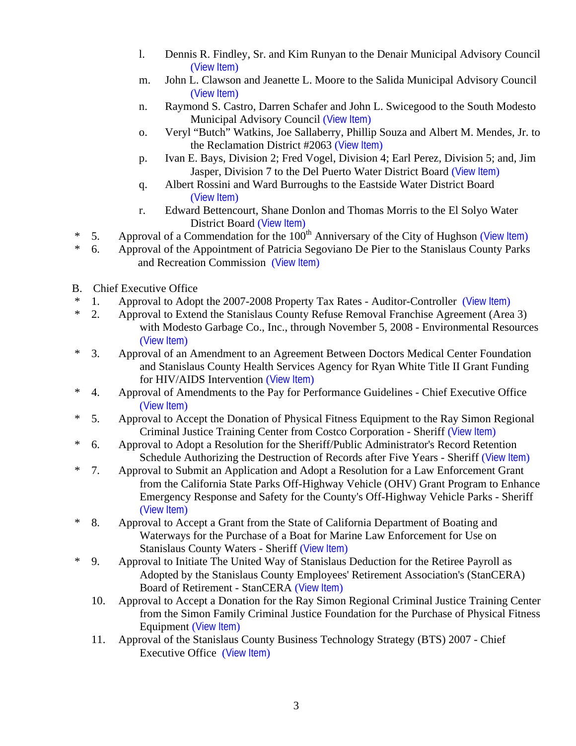l. Dennis R. Findley, Sr. and Kim Runyan to the Denair Municipal Advisory Council (View Item)

m. John L. Clawson and Jeanette L. Moore to the Salida Municipal Advisory Council (View Item)

n. Raymond S. Castro, Darren Schafer and John L. Swicegood to the South Modesto Municipal Advisory Council (View Item)

o. Veryl “Butch” Watkins, Joe Sallaberry, Phillip Souza and Albert M. Mendes, Jr. to the Reclamation District #2063 (View Item)

p. Ivan E. Bays, Division 2; Fred Vogel, Division 4; Earl Perez, Division 5; and, Jim Jasper, Division 7 to the Del Puerto Water District Board (View Item)

q. Albert Rossini and Ward Burroughs to the Eastside Water District Board (View Item)

r. Edward Bettencourt, Shane Donlon and Thomas Morris to the El Solyo Water District Board (View Item)

\* 5. Approval of a Commendation for the 100th Anniversary of the City of Hughson (View Item)

\* 6. Approval of the Appointment of Patricia Segoviano De Pier to the Stanislaus County Parks and Recreation Commission (View Item)

B. Chief Executive Office

\* 1. Approval to Adopt the 2007-2008 Property Tax Rates - Auditor-Controller (View Item)

\* 2. Approval to Extend the Stanislaus County Refuse Removal Franchise Agreement (Area 3) with Modesto Garbage Co., Inc., through November 5, 2008 - Environmental Resources (View Item)

\* 3. Approval of an Amendment to an Agreement Between Doctors Medical Center Foundation and Stanislaus County Health Services Agency for Ryan White Title II Grant Funding for HIV/AIDS Intervention (View Item)

\* 4. Approval of Amendments to the Pay for Performance Guidelines - Chief Executive Office (View Item)

\* 5. Approval to Accept the Donation of Physical Fitness Equipment to the Ray Simon Regional Criminal Justice Training Center from Costco Corporation - Sheriff (View Item)

\* 6. Approval to Adopt a Resolution for the Sheriff/Public Administrator's Record Retention Schedule Authorizing the Destruction of Records after Five Years - Sheriff (View Item)

\* 7. Approval to Submit an Application and Adopt a Resolution for a Law Enforcement Grant from the California State Parks Off-Highway Vehicle (OHV) Grant Program to Enhance Emergency Response and Safety for the County's Off-Highway Vehicle Parks - Sheriff (View Item)

\* 8. Approval to Accept a Grant from the State of California Department of Boating and Waterways for the Purchase of a Boat for Marine Law Enforcement for Use on Stanislaus County Waters - Sheriff (View Item)

\* 9. Approval to Initiate The United Way of Stanislaus Deduction for the Retiree Payroll as Adopted by the Stanislaus County Employees' Retirement Association's (StanCERA) Board of Retirement - StanCERA (View Item)

10. Approval to Accept a Donation for the Ray Simon Regional Criminal Justice Training Center from the Simon Family Criminal Justice Foundation for the Purchase of Physical Fitness Equipment (View Item)

11. Approval of the Stanislaus County Business Technology Strategy (BTS) 2007 - Chief Executive Office (View Item)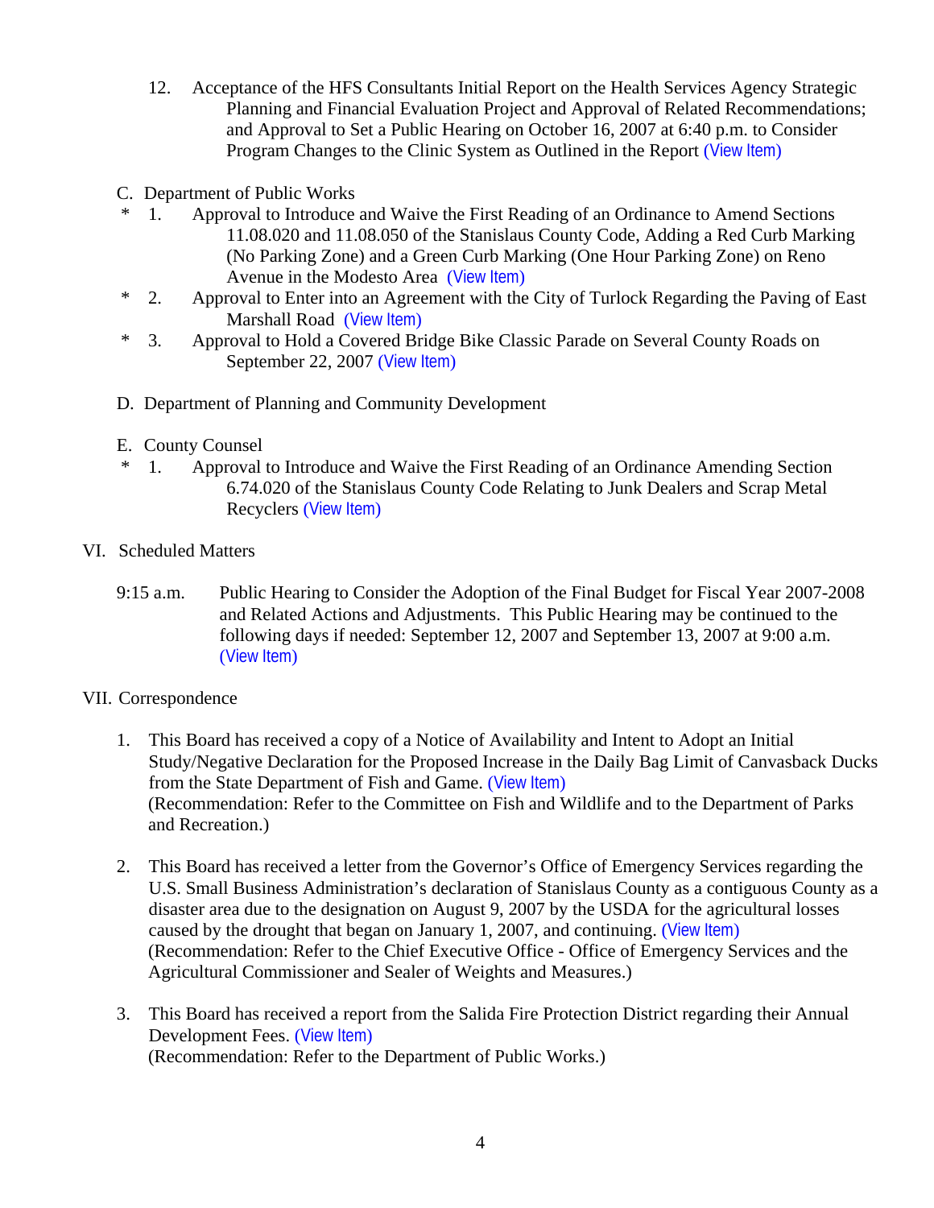12. Acceptance of the HFS Consultants Initial Report on the Health Services Agency Strategic Planning and Financial Evaluation Project and Approval of Related Recommendations; and Approval to Set a Public Hearing on October 16, 2007 at 6:40 p.m. to Consider Program Changes to the Clinic System as Outlined in the Report (View Item)

C. Department of Public Works

\* 1. Approval to Introduce and Waive the First Reading of an Ordinance to Amend Sections 11.08.020 and 11.08.050 of the Stanislaus County Code, Adding a Red Curb Marking (No Parking Zone) and a Green Curb Marking (One Hour Parking Zone) on Reno Avenue in the Modesto Area (View Item)

\* 2. Approval to Enter into an Agreement with the City of Turlock Regarding the Paving of East Marshall Road (View Item)

\* 3. Approval to Hold a Covered Bridge Bike Classic Parade on Several County Roads on September 22, 2007 (View Item)

D. Department of Planning and Community Development

E. County Counsel

\* 1. Approval to Introduce and Waive the First Reading of an Ordinance Amending Section 6.74.020 of the Stanislaus County Code Relating to Junk Dealers and Scrap Metal Recyclers (View Item)

VI. Scheduled Matters

9:15 a.m. Public Hearing to Consider the Adoption of the Final Budget for Fiscal Year 2007-2008 and Related Actions and Adjustments. This Public Hearing may be continued to the following days if needed: September 12, 2007 and September 13, 2007 at 9:00 a.m. (View Item)

VII. Correspondence

1. This Board has received a copy of a Notice of Availability and Intent to Adopt an Initial Study/Negative Declaration for the Proposed Increase in the Daily Bag Limit of Canvasback Ducks from the State Department of Fish and Game. (View Item)
   (Recommendation: Refer to the Committee on Fish and Wildlife and to the Department of Parks and Recreation.)

2. This Board has received a letter from the Governor's Office of Emergency Services regarding the U.S. Small Business Administration's declaration of Stanislaus County as a contiguous County as a disaster area due to the designation on August 9, 2007 by the USDA for the agricultural losses caused by the drought that began on January 1, 2007, and continuing. (View Item)
   (Recommendation: Refer to the Chief Executive Office - Office of Emergency Services and the Agricultural Commissioner and Sealer of Weights and Measures.)

3. This Board has received a report from the Salida Fire Protection District regarding their Annual Development Fees. (View Item)
   (Recommendation: Refer to the Department of Public Works.)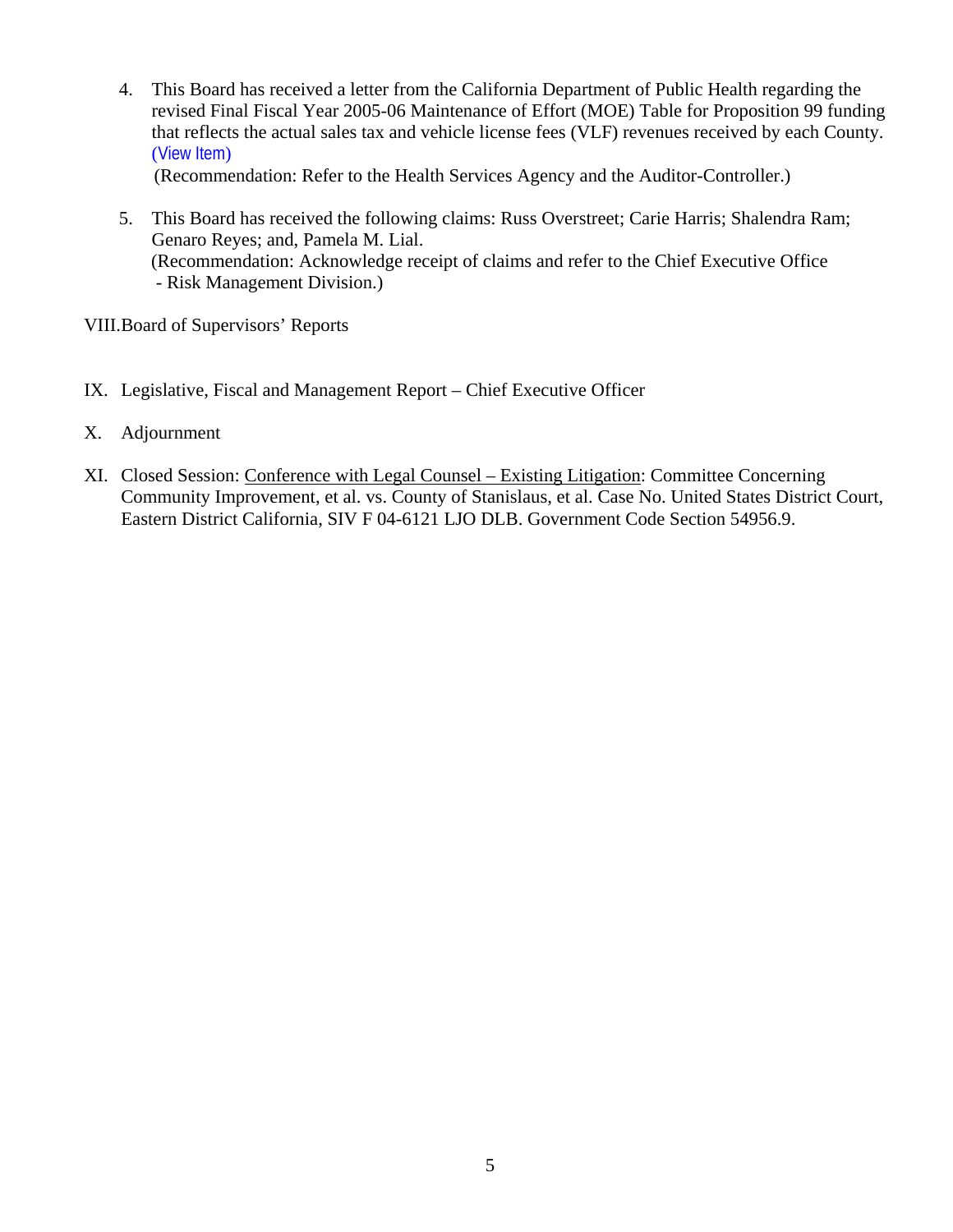4. This Board has received a letter from the California Department of Public Health regarding the revised Final Fiscal Year 2005-06 Maintenance of Effort (MOE) Table for Proposition 99 funding that reflects the actual sales tax and vehicle license fees (VLF) revenues received by each County. (View Item)
   (Recommendation: Refer to the Health Services Agency and the Auditor-Controller.)

5. This Board has received the following claims: Russ Overstreet; Carie Harris; Shalendra Ram; Genaro Reyes; and, Pamela M. Lial.
   (Recommendation: Acknowledge receipt of claims and refer to the Chief Executive Office - Risk Management Division.)

VIII. Board of Supervisors' Reports

IX. Legislative, Fiscal and Management Report – Chief Executive Officer

X. Adjournment

XI. Closed Session: Conference with Legal Counsel – Existing Litigation: Committee Concerning Community Improvement, et al. vs. County of Stanislaus, et al. Case No. United States District Court, Eastern District California, SIV F 04-6121 LJO DLB. Government Code Section 54956.9.